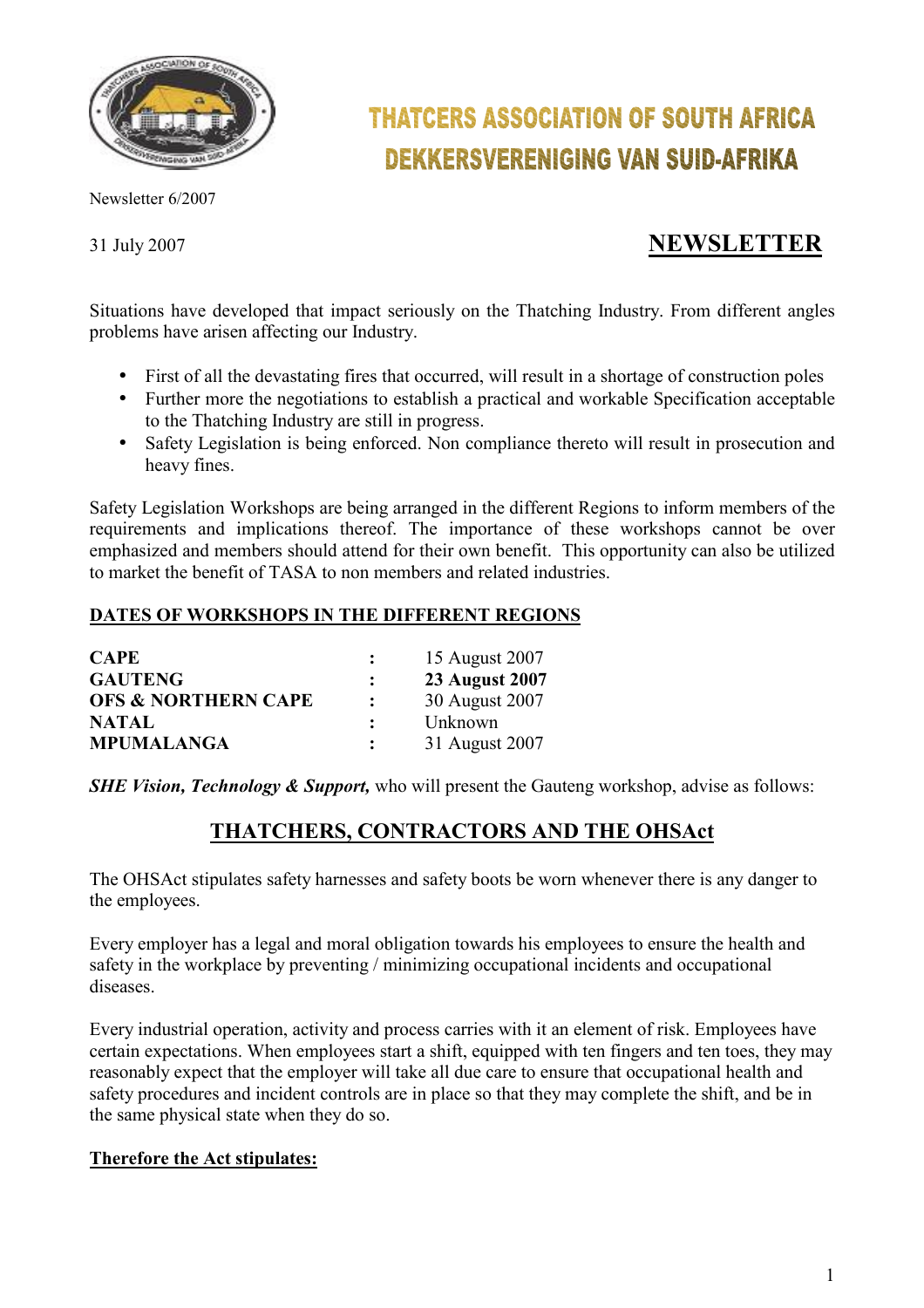# THATCERS ASSOCIATION OF SOUTH AFRICA
# DEKKERSVERENIGING VAN SUID-AFRIKA

Newsletter 6/2007

31 July 2007

## NEWSLETTER

Situations have developed that impact seriously on the Thatching Industry. From different angles problems have arisen affecting our Industry.

- First of all the devastating fires that occurred, will result in a shortage of construction poles
- Further more the negotiations to establish a practical and workable Specification acceptable to the Thatching Industry are still in progress.
- Safety Legislation is being enforced. Non compliance thereto will result in prosecution and heavy fines.

Safety Legislation Workshops are being arranged in the different Regions to inform members of the requirements and implications thereof. The importance of these workshops cannot be over emphasized and members should attend for their own benefit. This opportunity can also be utilized to market the benefit of TASA to non members and related industries.

**DATES OF WORKSHOPS IN THE DIFFERENT REGIONS**

| | | |
|---|---|---|
| **CAPE** | **:** | 15 August 2007 |
| **GAUTENG** | **:** | **23 August 2007** |
| **OFS & NORTHERN CAPE** | **:** | 30 August 2007 |
| **NATAL** | **:** | Unknown |
| **MPUMALANGA** | **:** | 31 August 2007 |

***SHE Vision, Technology & Support,*** who will present the Gauteng workshop, advise as follows:

## THATCHERS, CONTRACTORS AND THE OHSAct

The OHSAct stipulates safety harnesses and safety boots be worn whenever there is any danger to the employees.

Every employer has a legal and moral obligation towards his employees to ensure the health and safety in the workplace by preventing / minimizing occupational incidents and occupational diseases.

Every industrial operation, activity and process carries with it an element of risk. Employees have certain expectations. When employees start a shift, equipped with ten fingers and ten toes, they may reasonably expect that the employer will take all due care to ensure that occupational health and safety procedures and incident controls are in place so that they may complete the shift, and be in the same physical state when they do so.

**Therefore the Act stipulates:**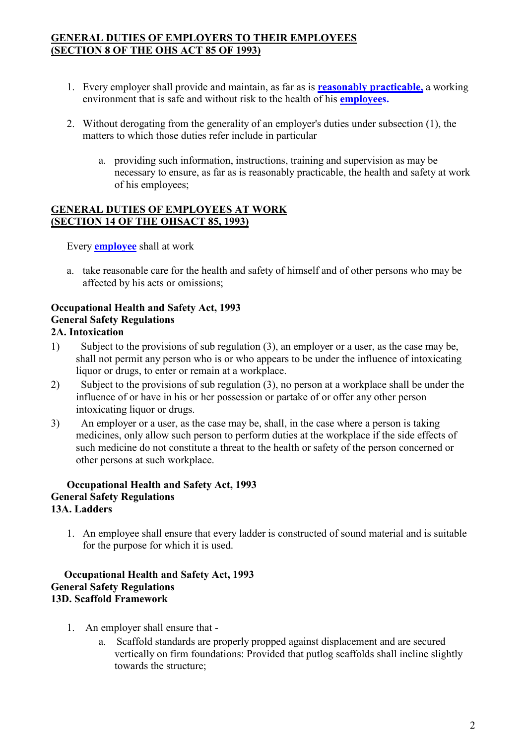**GENERAL DUTIES OF EMPLOYERS TO THEIR EMPLOYEES**
**(SECTION 8 OF THE OHS ACT 85 OF 1993)**

1. Every employer shall provide and maintain, as far as is **reasonably practicable,** a working environment that is safe and without risk to the health of his **employees.**

2. Without derogating from the generality of an employer's duties under subsection (1), the matters to which those duties refer include in particular

    a. providing such information, instructions, training and supervision as may be necessary to ensure, as far as is reasonably practicable, the health and safety at work of his employees;

**GENERAL DUTIES OF EMPLOYEES AT WORK**
**(SECTION 14 OF THE OHSACT 85, 1993)**

Every **employee** shall at work

a. take reasonable care for the health and safety of himself and of other persons who may be affected by his acts or omissions;

**Occupational Health and Safety Act, 1993**
**General Safety Regulations**
**2A. Intoxication**

1) Subject to the provisions of sub regulation (3), an employer or a user, as the case may be, shall not permit any person who is or who appears to be under the influence of intoxicating liquor or drugs, to enter or remain at a workplace.
2) Subject to the provisions of sub regulation (3), no person at a workplace shall be under the influence of or have in his or her possession or partake of or offer any other person intoxicating liquor or drugs.
3) An employer or a user, as the case may be, shall, in the case where a person is taking medicines, only allow such person to perform duties at the workplace if the side effects of such medicine do not constitute a threat to the health or safety of the person concerned or other persons at such workplace.

**Occupational Health and Safety Act, 1993**
**General Safety Regulations**
**13A. Ladders**

1. An employee shall ensure that every ladder is constructed of sound material and is suitable for the purpose for which it is used.

**Occupational Health and Safety Act, 1993**
**General Safety Regulations**
**13D. Scaffold Framework**

1. An employer shall ensure that -
    a. Scaffold standards are properly propped against displacement and are secured vertically on firm foundations: Provided that putlog scaffolds shall incline slightly towards the structure;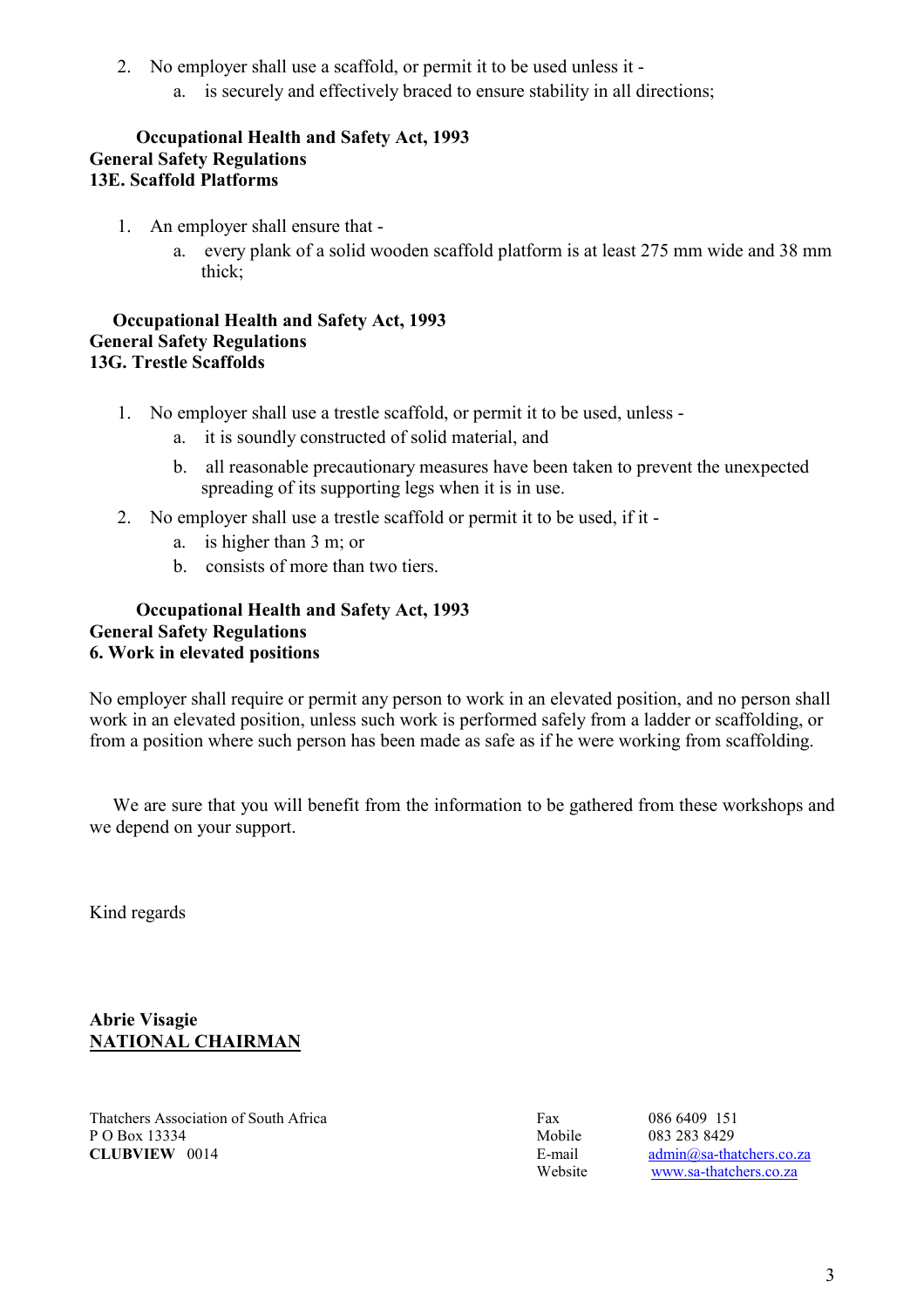2. No employer shall use a scaffold, or permit it to be used unless it -
    a. is securely and effectively braced to ensure stability in all directions;

**Occupational Health and Safety Act, 1993**
**General Safety Regulations**
**13E. Scaffold Platforms**

1. An employer shall ensure that -
    a. every plank of a solid wooden scaffold platform is at least 275 mm wide and 38 mm thick;

**Occupational Health and Safety Act, 1993**
**General Safety Regulations**
**13G. Trestle Scaffolds**

1. No employer shall use a trestle scaffold, or permit it to be used, unless -
    a. it is soundly constructed of solid material, and
    b. all reasonable precautionary measures have been taken to prevent the unexpected spreading of its supporting legs when it is in use.
2. No employer shall use a trestle scaffold or permit it to be used, if it -
    a. is higher than 3 m; or
    b. consists of more than two tiers.

**Occupational Health and Safety Act, 1993**
**General Safety Regulations**
**6. Work in elevated positions**

No employer shall require or permit any person to work in an elevated position, and no person shall work in an elevated position, unless such work is performed safely from a ladder or scaffolding, or from a position where such person has been made as safe as if he were working from scaffolding.

We are sure that you will benefit from the information to be gathered from these workshops and we depend on your support.

Kind regards

**Abrie Visagie**
**NATIONAL CHAIRMAN**

Thatchers Association of South Africa
P O Box 13334
**CLUBVIEW** 0014

Fax 086 6409 151
Mobile 083 283 8429
E-mail admin@sa-thatchers.co.za
Website www.sa-thatchers.co.za